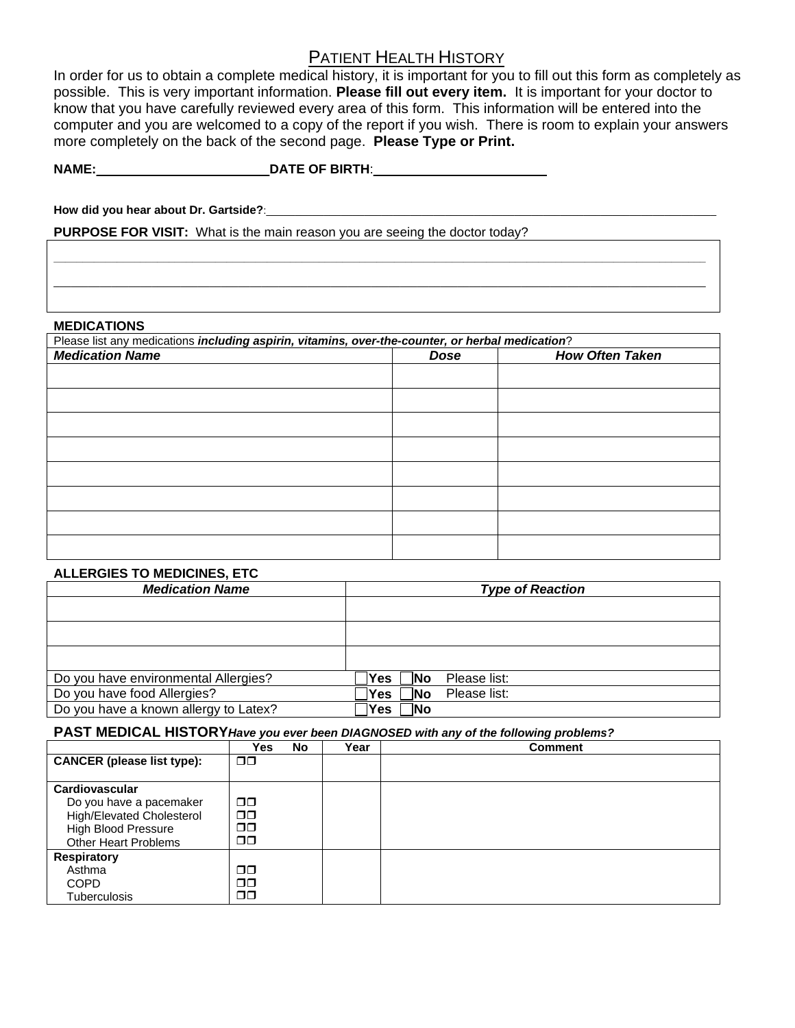# PATIENT HEALTH HISTORY

In order for us to obtain a complete medical history, it is important for you to fill out this form as completely as possible. This is very important information. **Please fill out every item.** It is important for your doctor to know that you have carefully reviewed every area of this form. This information will be entered into the computer and you are welcomed to a copy of the report if you wish. There is room to explain your answers more completely on the back of the second page. **Please Type or Print.**

**NAME:** ________________________ **DATE OF BIRTH**: ________________________

**How did you hear about Dr. Gartside?**: ______________________________________________________________

**PURPOSE FOR VISIT:** What is the main reason you are seeing the doctor today?

_______________________________________________________________________________

_______________________________________________________________________________

## MEDICATIONS

Please list any medications ***including aspirin, vitamins, over-the-counter, or herbal medication***?

| ***Medication Name*** | ***Dose*** | ***How Often Taken*** |
|---|---|---|
| | | |
| | | |
| | | |
| | | |
| | | |
| | | |
| | | |
| | | |

## ALLERGIES TO MEDICINES, ETC

| ***Medication Name*** | ***Type of Reaction*** |
|---|---|
| | |
| | |
| | |
| Do you have environmental Allergies? | ☐**Yes** ☐**No** Please list: |
| Do you have food Allergies? | ☐**Yes** ☐**No** Please list: |
| Do you have a known allergy to Latex? | ☐**Yes** ☐**No** |

## PAST MEDICAL HISTORY *Have you ever been DIAGNOSED with any of the following problems?*

| | Yes No | Year | Comment |
|---|---|---|---|
| **CANCER (please list type):** | ❐❐ | | |
| **Cardiovascular** | | | |
| Do you have a pacemaker | ❐❐ | | |
| High/Elevated Cholesterol | ❐❐ | | |
| High Blood Pressure | ❐❐ | | |
| Other Heart Problems | ❐❐ | | |
| **Respiratory** | | | |
| Asthma | ❐❐ | | |
| COPD | ❐❐ | | |
| Tuberculosis | ❐❐ | | |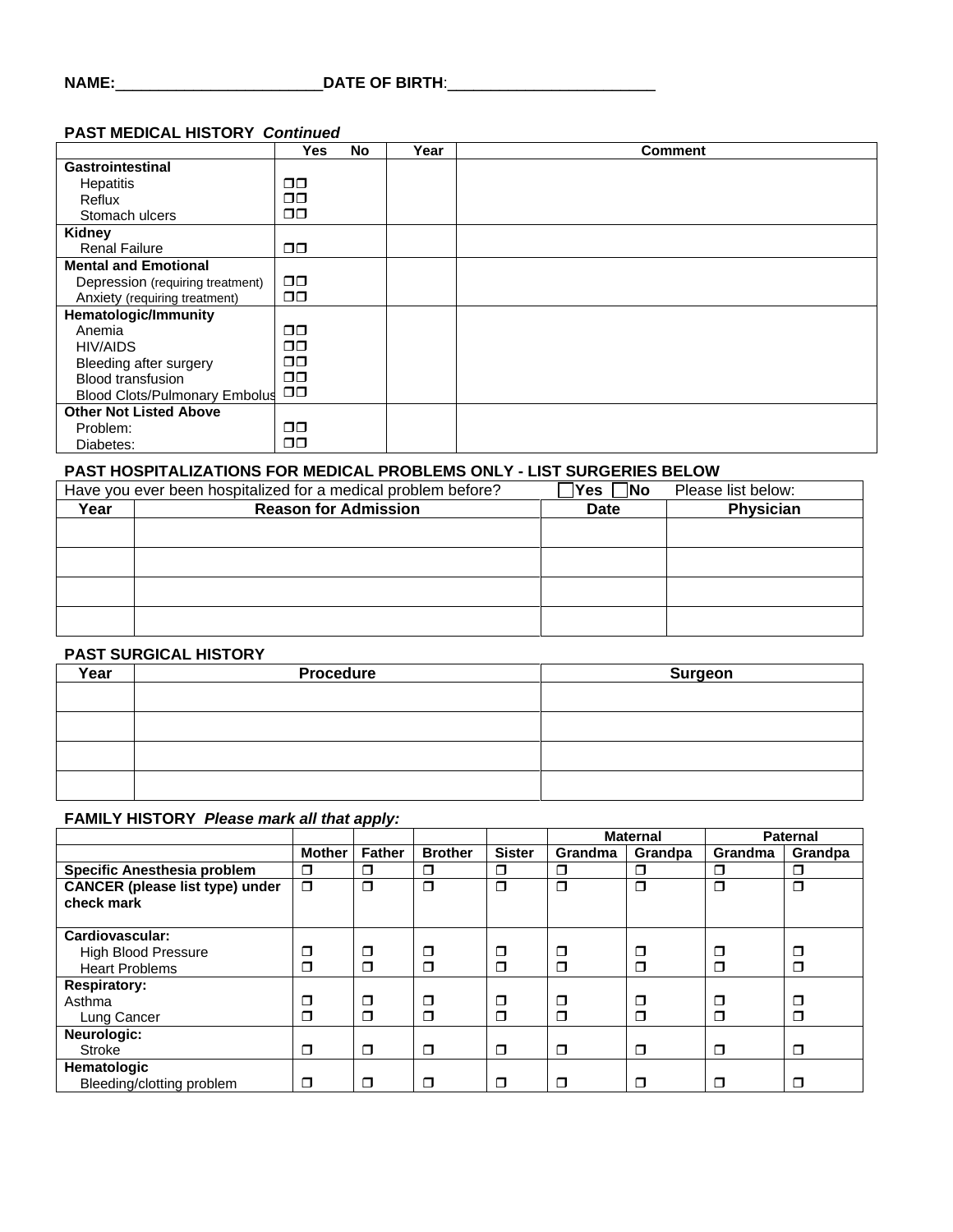**NAME:________________________DATE OF BIRTH:________________________**

### PAST MEDICAL HISTORY *Continued*

| | Yes No | Year | Comment |
|---|---|---|---|
| **Gastrointestinal** | | | |
| Hepatitis | ❐❐ | | |
| Reflux | ❐❐ | | |
| Stomach ulcers | ❐❐ | | |
| **Kidney** | | | |
| Renal Failure | ❐❐ | | |
| **Mental and Emotional** | | | |
| Depression (requiring treatment) | ❐❐ | | |
| Anxiety (requiring treatment) | ❐❐ | | |
| **Hematologic/Immunity** | | | |
| Anemia | ❐❐ | | |
| HIV/AIDS | ❐❐ | | |
| Bleeding after surgery | ❐❐ | | |
| Blood transfusion | ❐❐ | | |
| Blood Clots/Pulmonary Embolus | ❐❐ | | |
| **Other Not Listed Above** | | | |
| Problem: | ❐❐ | | |
| Diabetes: | ❐❐ | | |

### PAST HOSPITALIZATIONS FOR MEDICAL PROBLEMS ONLY - LIST SURGERIES BELOW

Have you ever been hospitalized for a medical problem before? ☐Yes ☐No Please list below:

| Year | Reason for Admission | Date | Physician |
|---|---|---|---|
| | | | |
| | | | |
| | | | |
| | | | |

### PAST SURGICAL HISTORY

| Year | Procedure | Surgeon |
|---|---|---|
| | | |
| | | |
| | | |
| | | |

### FAMILY HISTORY *Please mark all that apply:*

| | | | | | Maternal | | Paternal | |
|---|---|---|---|---|---|---|---|---|
| | Mother | Father | Brother | Sister | Grandma | Grandpa | Grandma | Grandpa |
| **Specific Anesthesia problem** | ❐ | ❐ | ❐ | ❐ | ❐ | ❐ | ❐ | ❐ |
| **CANCER (please list type) under check mark** | ❐ | ❐ | ❐ | ❐ | ❐ | ❐ | ❐ | ❐ |
| **Cardiovascular:** | | | | | | | | |
| High Blood Pressure | ❐ | ❐ | ❐ | ❐ | ❐ | ❐ | ❐ | ❐ |
| Heart Problems | ❐ | ❐ | ❐ | ❐ | ❐ | ❐ | ❐ | ❐ |
| **Respiratory:** | | | | | | | | |
| Asthma | ❐ | ❐ | ❐ | ❐ | ❐ | ❐ | ❐ | ❐ |
| Lung Cancer | ❐ | ❐ | ❐ | ❐ | ❐ | ❐ | ❐ | ❐ |
| **Neurologic:** | | | | | | | | |
| Stroke | ❐ | ❐ | ❐ | ❐ | ❐ | ❐ | ❐ | ❐ |
| **Hematologic** | | | | | | | | |
| Bleeding/clotting problem | ❐ | ❐ | ❐ | ❐ | ❐ | ❐ | ❐ | ❐ |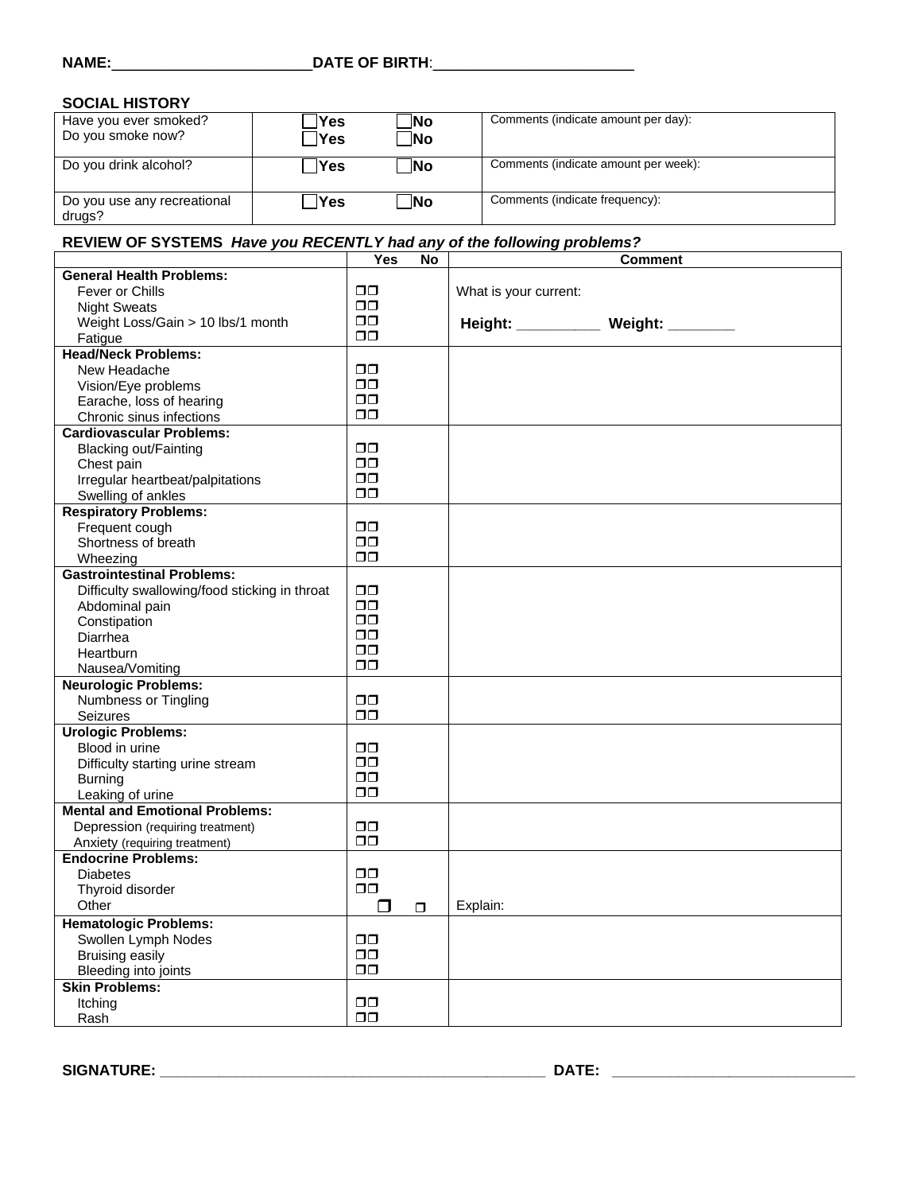**NAME:**_______________________**DATE OF BIRTH**:_______________________

**SOCIAL HISTORY**

| | | |
|---|---|---|
| Have you ever smoked?<br>Do you smoke now? | ☐ **Yes** ☐ **No**<br>☐ **Yes** ☐ **No** | Comments (indicate amount per day): |
| Do you drink alcohol? | ☐ **Yes** ☐ **No** | Comments (indicate amount per week): |
| Do you use any recreational drugs? | ☐ **Yes** ☐ **No** | Comments (indicate frequency): |

**REVIEW OF SYSTEMS** ***Have you RECENTLY had any of the following problems?***

| | Yes No | Comment |
|---|---|---|
| **General Health Problems:** | | |
| Fever or Chills | ☐☐ | What is your current: |
| Night Sweats | ☐☐ | |
| Weight Loss/Gain > 10 lbs/1 month | ☐☐ | **Height:** __________ **Weight:** ________ |
| Fatigue | ☐☐ | |
| **Head/Neck Problems:** | | |
| New Headache | ☐☐ | |
| Vision/Eye problems | ☐☐ | |
| Earache, loss of hearing | ☐☐ | |
| Chronic sinus infections | ☐☐ | |
| **Cardiovascular Problems:** | | |
| Blacking out/Fainting | ☐☐ | |
| Chest pain | ☐☐ | |
| Irregular heartbeat/palpitations | ☐☐ | |
| Swelling of ankles | ☐☐ | |
| **Respiratory Problems:** | | |
| Frequent cough | ☐☐ | |
| Shortness of breath | ☐☐ | |
| Wheezing | ☐☐ | |
| **Gastrointestinal Problems:** | | |
| Difficulty swallowing/food sticking in throat | ☐☐ | |
| Abdominal pain | ☐☐ | |
| Constipation | ☐☐ | |
| Diarrhea | ☐☐ | |
| Heartburn | ☐☐ | |
| Nausea/Vomiting | ☐☐ | |
| **Neurologic Problems:** | | |
| Numbness or Tingling | ☐☐ | |
| Seizures | ☐☐ | |
| **Urologic Problems:** | | |
| Blood in urine | ☐☐ | |
| Difficulty starting urine stream | ☐☐ | |
| Burning | ☐☐ | |
| Leaking of urine | ☐☐ | |
| **Mental and Emotional Problems:** | | |
| Depression (requiring treatment) | ☐☐ | |
| Anxiety (requiring treatment) | ☐☐ | |
| **Endocrine Problems:** | | |
| Diabetes | ☐☐ | |
| Thyroid disorder | ☐☐ | |
| Other | ☐ ☐ | Explain: |
| **Hematologic Problems:** | | |
| Swollen Lymph Nodes | ☐☐ | |
| Bruising easily | ☐☐ | |
| Bleeding into joints | ☐☐ | |
| **Skin Problems:** | | |
| Itching | ☐☐ | |
| Rash | ☐☐ | |

**SIGNATURE:** _____________________________________________ **DATE:** ___________________________